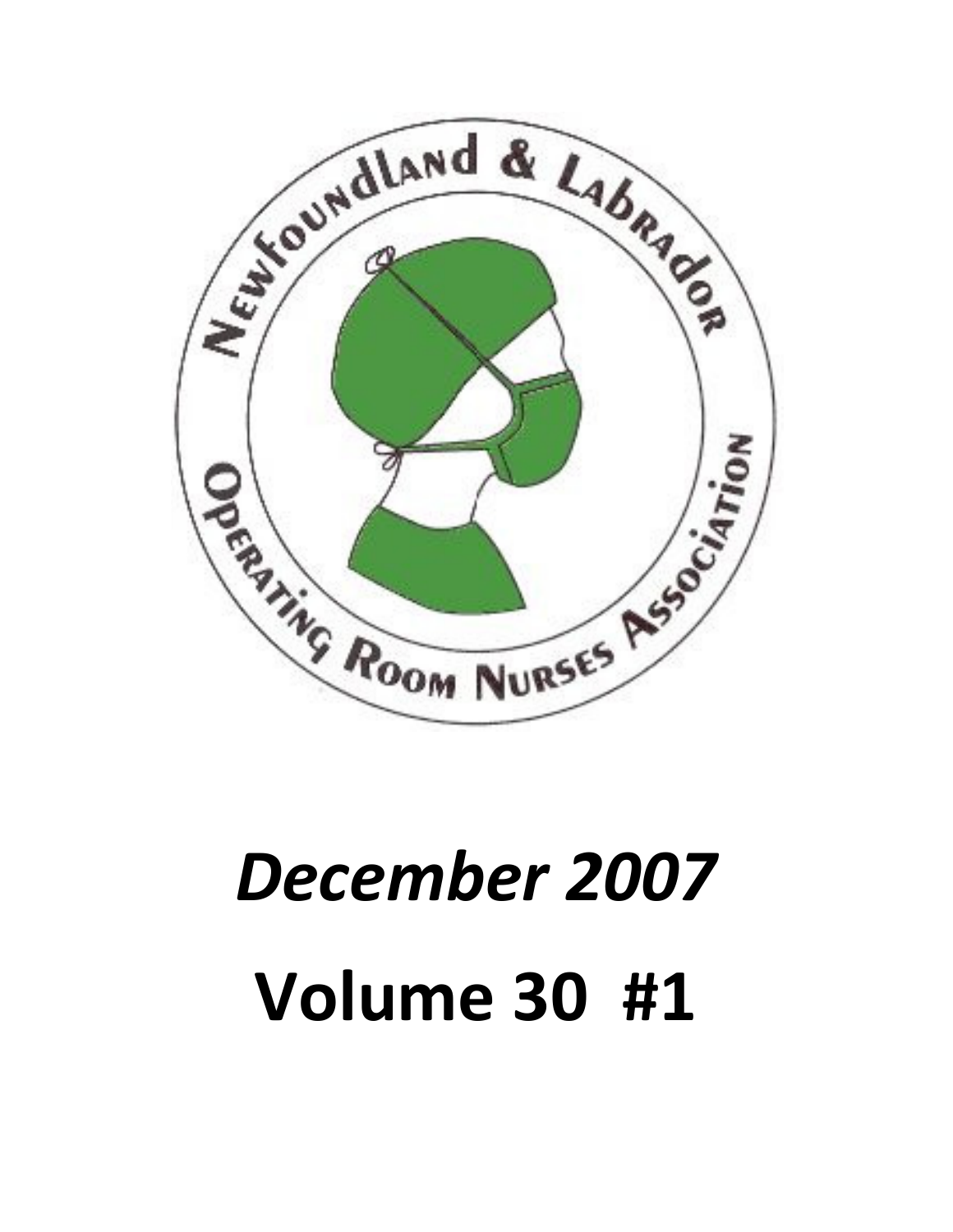Newfoundland & Labrador Operating Room Nurses Association

*December 2007*

**Volume 30 #1**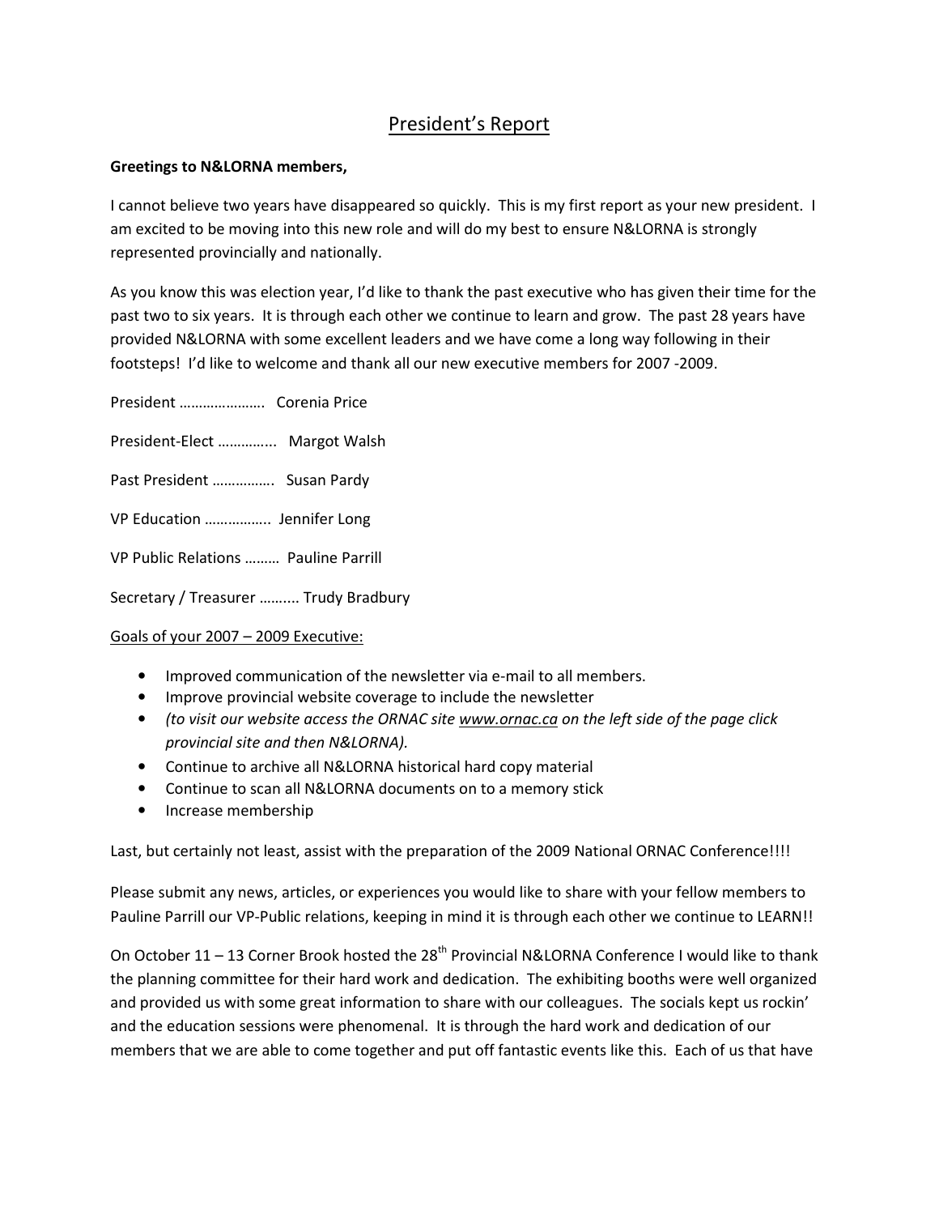# President's Report

**Greetings to N&LORNA members,**

I cannot believe two years have disappeared so quickly. This is my first report as your new president. I am excited to be moving into this new role and will do my best to ensure N&LORNA is strongly represented provincially and nationally.

As you know this was election year, I'd like to thank the past executive who has given their time for the past two to six years. It is through each other we continue to learn and grow. The past 28 years have provided N&LORNA with some excellent leaders and we have come a long way following in their footsteps! I'd like to welcome and thank all our new executive members for 2007 -2009.

President …………………. Corenia Price

President-Elect ………….. Margot Walsh

Past President ……………. Susan Pardy

VP Education ……………. Jennifer Long

VP Public Relations ……… Pauline Parrill

Secretary / Treasurer ……... Trudy Bradbury

Goals of your 2007 – 2009 Executive:

- Improved communication of the newsletter via e-mail to all members.
- Improve provincial website coverage to include the newsletter
- *(to visit our website access the ORNAC site www.ornac.ca on the left side of the page click provincial site and then N&LORNA).*
- Continue to archive all N&LORNA historical hard copy material
- Continue to scan all N&LORNA documents on to a memory stick
- Increase membership

Last, but certainly not least, assist with the preparation of the 2009 National ORNAC Conference!!!!

Please submit any news, articles, or experiences you would like to share with your fellow members to Pauline Parrill our VP-Public relations, keeping in mind it is through each other we continue to LEARN!!

On October 11 – 13 Corner Brook hosted the 28th Provincial N&LORNA Conference I would like to thank the planning committee for their hard work and dedication. The exhibiting booths were well organized and provided us with some great information to share with our colleagues. The socials kept us rockin' and the education sessions were phenomenal. It is through the hard work and dedication of our members that we are able to come together and put off fantastic events like this. Each of us that have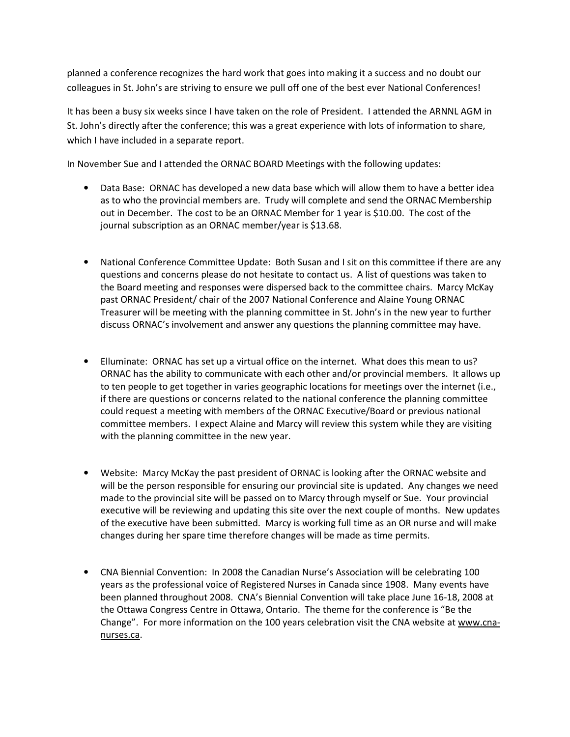planned a conference recognizes the hard work that goes into making it a success and no doubt our colleagues in St. John's are striving to ensure we pull off one of the best ever National Conferences!

It has been a busy six weeks since I have taken on the role of President. I attended the ARNNL AGM in St. John's directly after the conference; this was a great experience with lots of information to share, which I have included in a separate report.

In November Sue and I attended the ORNAC BOARD Meetings with the following updates:

- Data Base: ORNAC has developed a new data base which will allow them to have a better idea as to who the provincial members are. Trudy will complete and send the ORNAC Membership out in December. The cost to be an ORNAC Member for 1 year is $10.00. The cost of the journal subscription as an ORNAC member/year is $13.68.

- National Conference Committee Update: Both Susan and I sit on this committee if there are any questions and concerns please do not hesitate to contact us. A list of questions was taken to the Board meeting and responses were dispersed back to the committee chairs. Marcy McKay past ORNAC President/ chair of the 2007 National Conference and Alaine Young ORNAC Treasurer will be meeting with the planning committee in St. John's in the new year to further discuss ORNAC's involvement and answer any questions the planning committee may have.

- Elluminate: ORNAC has set up a virtual office on the internet. What does this mean to us? ORNAC has the ability to communicate with each other and/or provincial members. It allows up to ten people to get together in varies geographic locations for meetings over the internet (i.e., if there are questions or concerns related to the national conference the planning committee could request a meeting with members of the ORNAC Executive/Board or previous national committee members. I expect Alaine and Marcy will review this system while they are visiting with the planning committee in the new year.

- Website: Marcy McKay the past president of ORNAC is looking after the ORNAC website and will be the person responsible for ensuring our provincial site is updated. Any changes we need made to the provincial site will be passed on to Marcy through myself or Sue. Your provincial executive will be reviewing and updating this site over the next couple of months. New updates of the executive have been submitted. Marcy is working full time as an OR nurse and will make changes during her spare time therefore changes will be made as time permits.

- CNA Biennial Convention: In 2008 the Canadian Nurse's Association will be celebrating 100 years as the professional voice of Registered Nurses in Canada since 1908. Many events have been planned throughout 2008. CNA's Biennial Convention will take place June 16-18, 2008 at the Ottawa Congress Centre in Ottawa, Ontario. The theme for the conference is "Be the Change". For more information on the 100 years celebration visit the CNA website at www.cna-nurses.ca.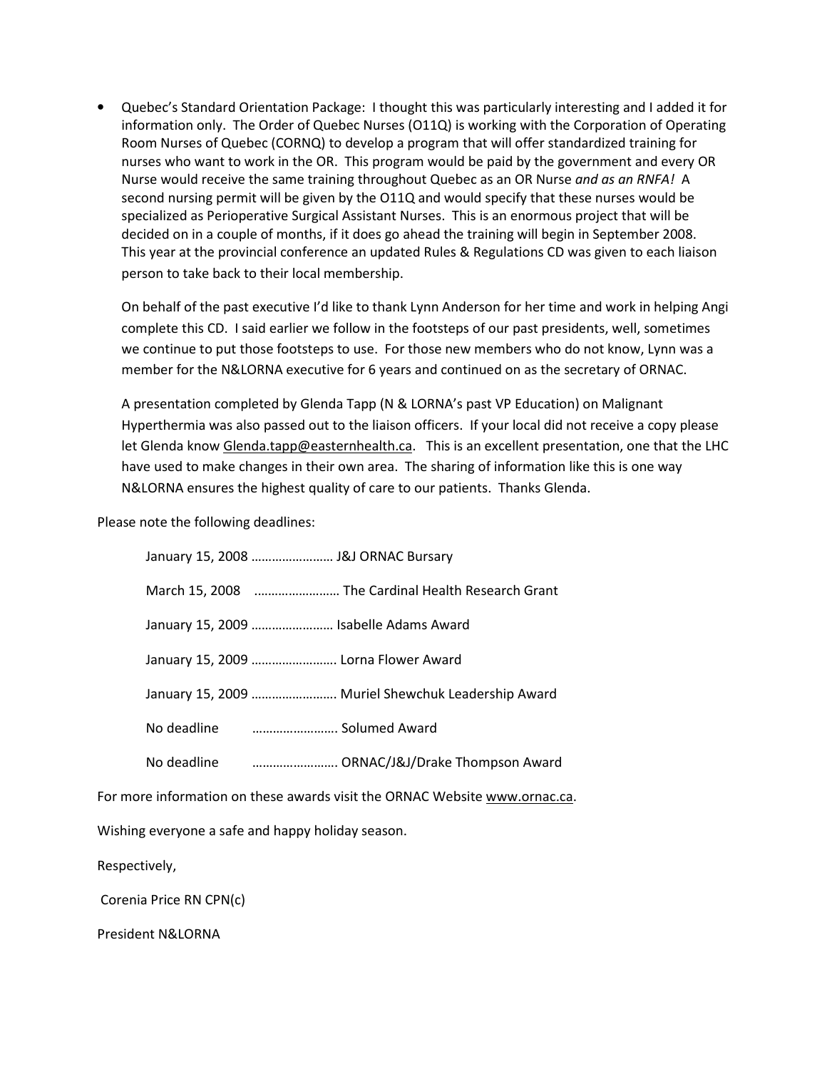- Quebec's Standard Orientation Package: I thought this was particularly interesting and I added it for information only. The Order of Quebec Nurses (O11Q) is working with the Corporation of Operating Room Nurses of Quebec (CORNQ) to develop a program that will offer standardized training for nurses who want to work in the OR. This program would be paid by the government and every OR Nurse would receive the same training throughout Quebec as an OR Nurse *and as an RNFA!* A second nursing permit will be given by the O11Q and would specify that these nurses would be specialized as Perioperative Surgical Assistant Nurses. This is an enormous project that will be decided on in a couple of months, if it does go ahead the training will begin in September 2008. This year at the provincial conference an updated Rules & Regulations CD was given to each liaison person to take back to their local membership.

  On behalf of the past executive I'd like to thank Lynn Anderson for her time and work in helping Angi complete this CD. I said earlier we follow in the footsteps of our past presidents, well, sometimes we continue to put those footsteps to use. For those new members who do not know, Lynn was a member for the N&LORNA executive for 6 years and continued on as the secretary of ORNAC.

  A presentation completed by Glenda Tapp (N & LORNA's past VP Education) on Malignant Hyperthermia was also passed out to the liaison officers. If your local did not receive a copy please let Glenda know Glenda.tapp@easternhealth.ca. This is an excellent presentation, one that the LHC have used to make changes in their own area. The sharing of information like this is one way N&LORNA ensures the highest quality of care to our patients. Thanks Glenda.

Please note the following deadlines:

January 15, 2008 …………………… J&J ORNAC Bursary

March 15, 2008 ……………………. The Cardinal Health Research Grant

January 15, 2009 …………………… Isabelle Adams Award

January 15, 2009 ……………………. Lorna Flower Award

January 15, 2009 ……………………. Muriel Shewchuk Leadership Award

No deadline ……………………. Solumed Award

No deadline ……………………. ORNAC/J&J/Drake Thompson Award

For more information on these awards visit the ORNAC Website www.ornac.ca.

Wishing everyone a safe and happy holiday season.

Respectively,

Corenia Price RN CPN(c)

President N&LORNA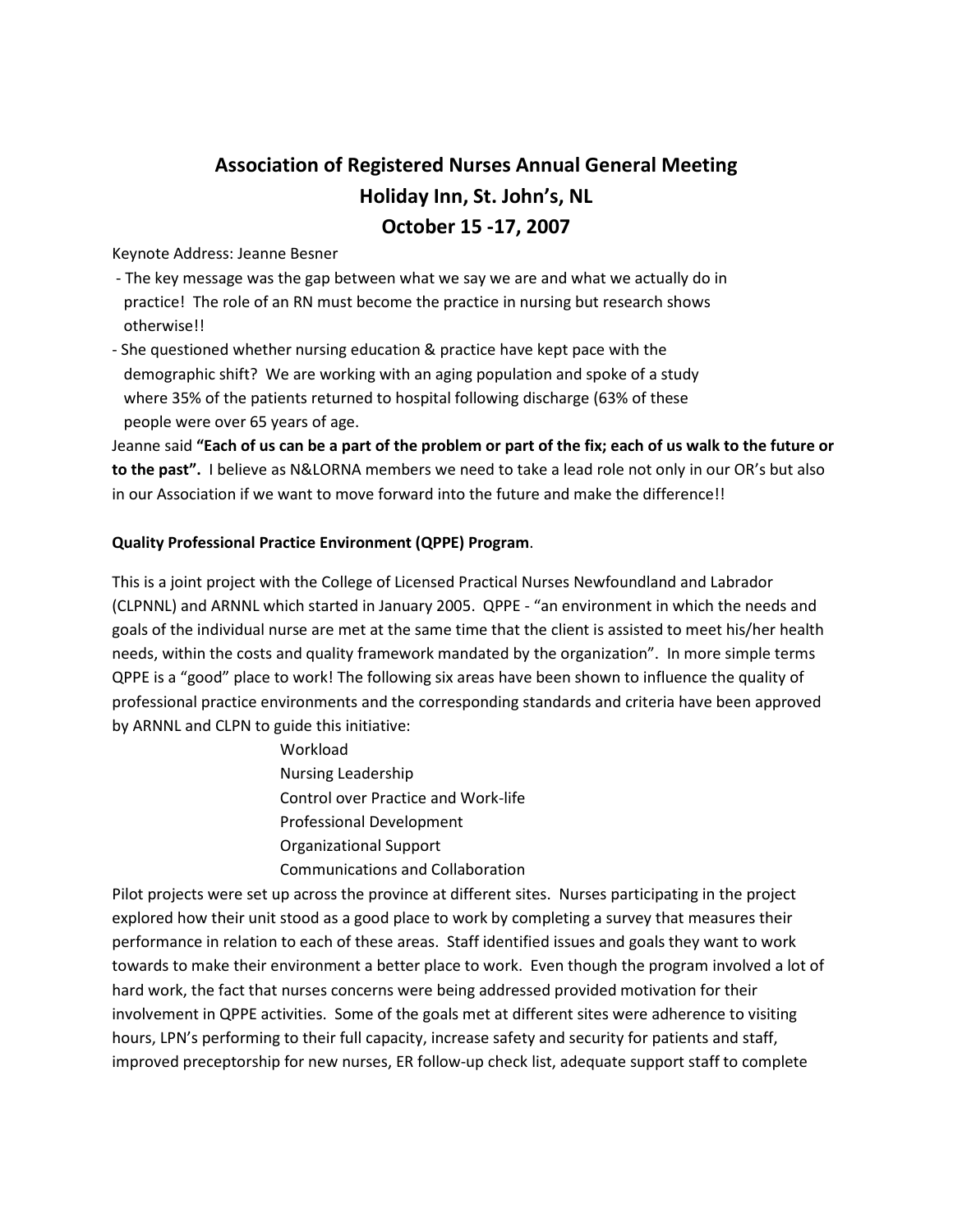# Association of Registered Nurses Annual General Meeting
# Holiday Inn, St. John's, NL
# October 15 -17, 2007

Keynote Address: Jeanne Besner

- The key message was the gap between what we say we are and what we actually do in practice! The role of an RN must become the practice in nursing but research shows otherwise!!
- She questioned whether nursing education & practice have kept pace with the demographic shift? We are working with an aging population and spoke of a study where 35% of the patients returned to hospital following discharge (63% of these people were over 65 years of age.

Jeanne said **"Each of us can be a part of the problem or part of the fix; each of us walk to the future or to the past".** I believe as N&LORNA members we need to take a lead role not only in our OR's but also in our Association if we want to move forward into the future and make the difference!!

**Quality Professional Practice Environment (QPPE) Program**.

This is a joint project with the College of Licensed Practical Nurses Newfoundland and Labrador (CLPNNL) and ARNNL which started in January 2005. QPPE - "an environment in which the needs and goals of the individual nurse are met at the same time that the client is assisted to meet his/her health needs, within the costs and quality framework mandated by the organization". In more simple terms QPPE is a "good" place to work! The following six areas have been shown to influence the quality of professional practice environments and the corresponding standards and criteria have been approved by ARNNL and CLPN to guide this initiative:

- Workload
- Nursing Leadership
- Control over Practice and Work-life
- Professional Development
- Organizational Support
- Communications and Collaboration

Pilot projects were set up across the province at different sites. Nurses participating in the project explored how their unit stood as a good place to work by completing a survey that measures their performance in relation to each of these areas. Staff identified issues and goals they want to work towards to make their environment a better place to work. Even though the program involved a lot of hard work, the fact that nurses concerns were being addressed provided motivation for their involvement in QPPE activities. Some of the goals met at different sites were adherence to visiting hours, LPN's performing to their full capacity, increase safety and security for patients and staff, improved preceptorship for new nurses, ER follow-up check list, adequate support staff to complete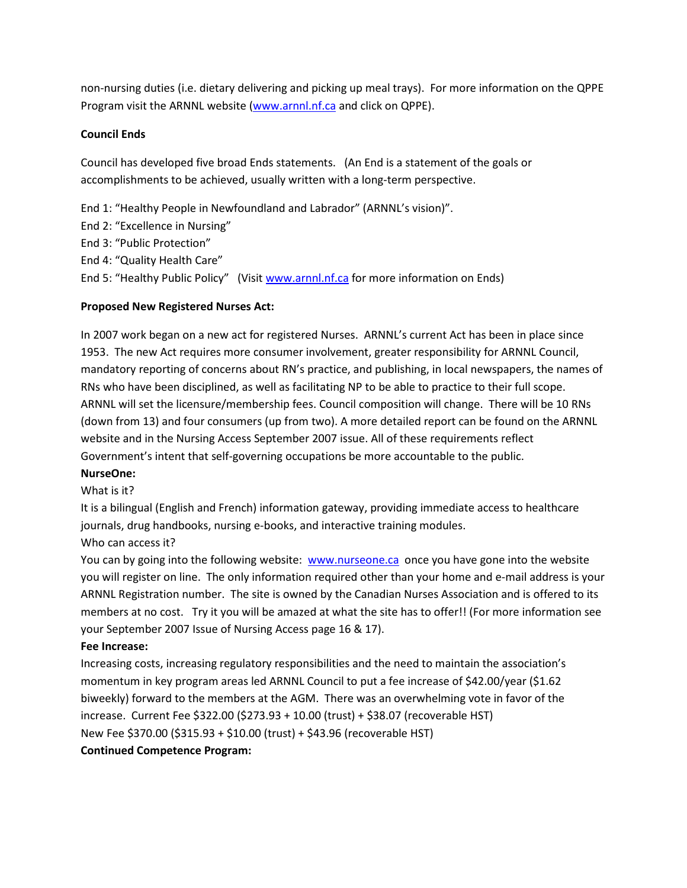non-nursing duties (i.e. dietary delivering and picking up meal trays). For more information on the QPPE Program visit the ARNNL website (www.arnnl.nf.ca and click on QPPE).

**Council Ends**

Council has developed five broad Ends statements. (An End is a statement of the goals or accomplishments to be achieved, usually written with a long-term perspective.

End 1: "Healthy People in Newfoundland and Labrador" (ARNNL's vision)".
End 2: "Excellence in Nursing"
End 3: "Public Protection"
End 4: "Quality Health Care"
End 5: "Healthy Public Policy" (Visit www.arnnl.nf.ca for more information on Ends)

**Proposed New Registered Nurses Act:**

In 2007 work began on a new act for registered Nurses. ARNNL's current Act has been in place since 1953. The new Act requires more consumer involvement, greater responsibility for ARNNL Council, mandatory reporting of concerns about RN's practice, and publishing, in local newspapers, the names of RNs who have been disciplined, as well as facilitating NP to be able to practice to their full scope. ARNNL will set the licensure/membership fees. Council composition will change. There will be 10 RNs (down from 13) and four consumers (up from two). A more detailed report can be found on the ARNNL website and in the Nursing Access September 2007 issue. All of these requirements reflect Government's intent that self-governing occupations be more accountable to the public.

**NurseOne:**

What is it?

It is a bilingual (English and French) information gateway, providing immediate access to healthcare journals, drug handbooks, nursing e-books, and interactive training modules.

Who can access it?

You can by going into the following website: www.nurseone.ca once you have gone into the website you will register on line. The only information required other than your home and e-mail address is your ARNNL Registration number. The site is owned by the Canadian Nurses Association and is offered to its members at no cost. Try it you will be amazed at what the site has to offer!! (For more information see your September 2007 Issue of Nursing Access page 16 & 17).

**Fee Increase:**

Increasing costs, increasing regulatory responsibilities and the need to maintain the association's momentum in key program areas led ARNNL Council to put a fee increase of $42.00/year ($1.62 biweekly) forward to the members at the AGM. There was an overwhelming vote in favor of the increase. Current Fee $322.00 ($273.93 + 10.00 (trust) + $38.07 (recoverable HST)
New Fee $370.00 ($315.93 + $10.00 (trust) + $43.96 (recoverable HST)

**Continued Competence Program:**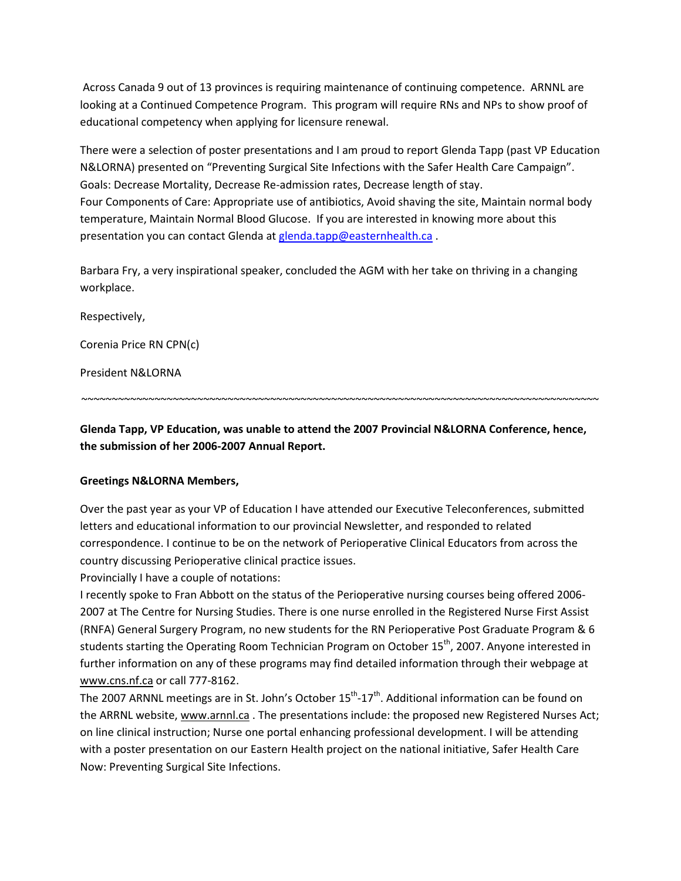Across Canada 9 out of 13 provinces is requiring maintenance of continuing competence. ARNNL are looking at a Continued Competence Program. This program will require RNs and NPs to show proof of educational competency when applying for licensure renewal.

There were a selection of poster presentations and I am proud to report Glenda Tapp (past VP Education N&LORNA) presented on "Preventing Surgical Site Infections with the Safer Health Care Campaign". Goals: Decrease Mortality, Decrease Re-admission rates, Decrease length of stay.
Four Components of Care: Appropriate use of antibiotics, Avoid shaving the site, Maintain normal body temperature, Maintain Normal Blood Glucose. If you are interested in knowing more about this presentation you can contact Glenda at glenda.tapp@easternhealth.ca .

Barbara Fry, a very inspirational speaker, concluded the AGM with her take on thriving in a changing workplace.

Respectively,

Corenia Price RN CPN(c)

President N&LORNA

~~~~~~~~~~~~~~~~~~~~~~~~~~~~~~~~~~~~~~~~~~~~~~~~~~~~~~~~~~~~~~~~~~~~~~~~~~~~~~~~~~~~~~~~

**Glenda Tapp, VP Education, was unable to attend the 2007 Provincial N&LORNA Conference, hence, the submission of her 2006-2007 Annual Report.**

**Greetings N&LORNA Members,**

Over the past year as your VP of Education I have attended our Executive Teleconferences, submitted letters and educational information to our provincial Newsletter, and responded to related correspondence. I continue to be on the network of Perioperative Clinical Educators from across the country discussing Perioperative clinical practice issues.
Provincially I have a couple of notations:
I recently spoke to Fran Abbott on the status of the Perioperative nursing courses being offered 2006-2007 at The Centre for Nursing Studies. There is one nurse enrolled in the Registered Nurse First Assist (RNFA) General Surgery Program, no new students for the RN Perioperative Post Graduate Program & 6 students starting the Operating Room Technician Program on October 15th, 2007. Anyone interested in further information on any of these programs may find detailed information through their webpage at www.cns.nf.ca or call 777-8162.
The 2007 ARNNL meetings are in St. John's October 15th-17th. Additional information can be found on the ARRNL website, www.arnnl.ca . The presentations include: the proposed new Registered Nurses Act; on line clinical instruction; Nurse one portal enhancing professional development. I will be attending with a poster presentation on our Eastern Health project on the national initiative, Safer Health Care Now: Preventing Surgical Site Infections.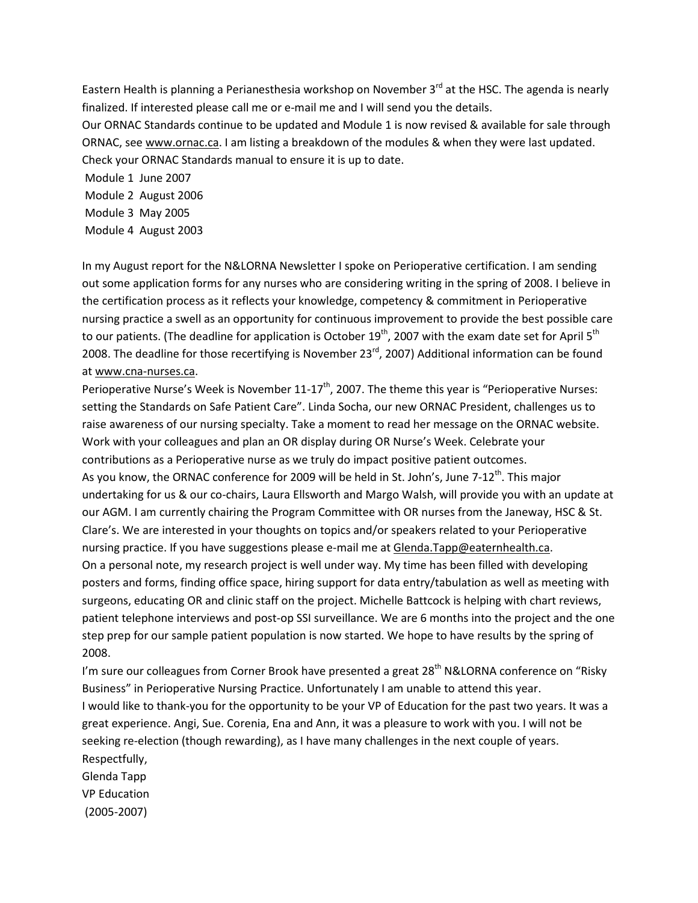Eastern Health is planning a Perianesthesia workshop on November 3rd at the HSC. The agenda is nearly finalized. If interested please call me or e-mail me and I will send you the details.

Our ORNAC Standards continue to be updated and Module 1 is now revised & available for sale through ORNAC, see www.ornac.ca. I am listing a breakdown of the modules & when they were last updated. Check your ORNAC Standards manual to ensure it is up to date.

Module 1 June 2007
Module 2 August 2006
Module 3 May 2005
Module 4 August 2003

In my August report for the N&LORNA Newsletter I spoke on Perioperative certification. I am sending out some application forms for any nurses who are considering writing in the spring of 2008. I believe in the certification process as it reflects your knowledge, competency & commitment in Perioperative nursing practice a swell as an opportunity for continuous improvement to provide the best possible care to our patients. (The deadline for application is October 19th, 2007 with the exam date set for April 5th 2008. The deadline for those recertifying is November 23rd, 2007) Additional information can be found at www.cna-nurses.ca.

Perioperative Nurse's Week is November 11-17th, 2007. The theme this year is "Perioperative Nurses: setting the Standards on Safe Patient Care". Linda Socha, our new ORNAC President, challenges us to raise awareness of our nursing specialty. Take a moment to read her message on the ORNAC website. Work with your colleagues and plan an OR display during OR Nurse's Week. Celebrate your contributions as a Perioperative nurse as we truly do impact positive patient outcomes.

As you know, the ORNAC conference for 2009 will be held in St. John's, June 7-12th. This major undertaking for us & our co-chairs, Laura Ellsworth and Margo Walsh, will provide you with an update at our AGM. I am currently chairing the Program Committee with OR nurses from the Janeway, HSC & St. Clare's. We are interested in your thoughts on topics and/or speakers related to your Perioperative nursing practice. If you have suggestions please e-mail me at Glenda.Tapp@eaternhealth.ca.

On a personal note, my research project is well under way. My time has been filled with developing posters and forms, finding office space, hiring support for data entry/tabulation as well as meeting with surgeons, educating OR and clinic staff on the project. Michelle Battcock is helping with chart reviews, patient telephone interviews and post-op SSI surveillance. We are 6 months into the project and the one step prep for our sample patient population is now started. We hope to have results by the spring of 2008.

I'm sure our colleagues from Corner Brook have presented a great 28th N&LORNA conference on "Risky Business" in Perioperative Nursing Practice. Unfortunately I am unable to attend this year.

I would like to thank-you for the opportunity to be your VP of Education for the past two years. It was a great experience. Angi, Sue. Corenia, Ena and Ann, it was a pleasure to work with you. I will not be seeking re-election (though rewarding), as I have many challenges in the next couple of years.

Respectfully,
Glenda Tapp
VP Education
(2005-2007)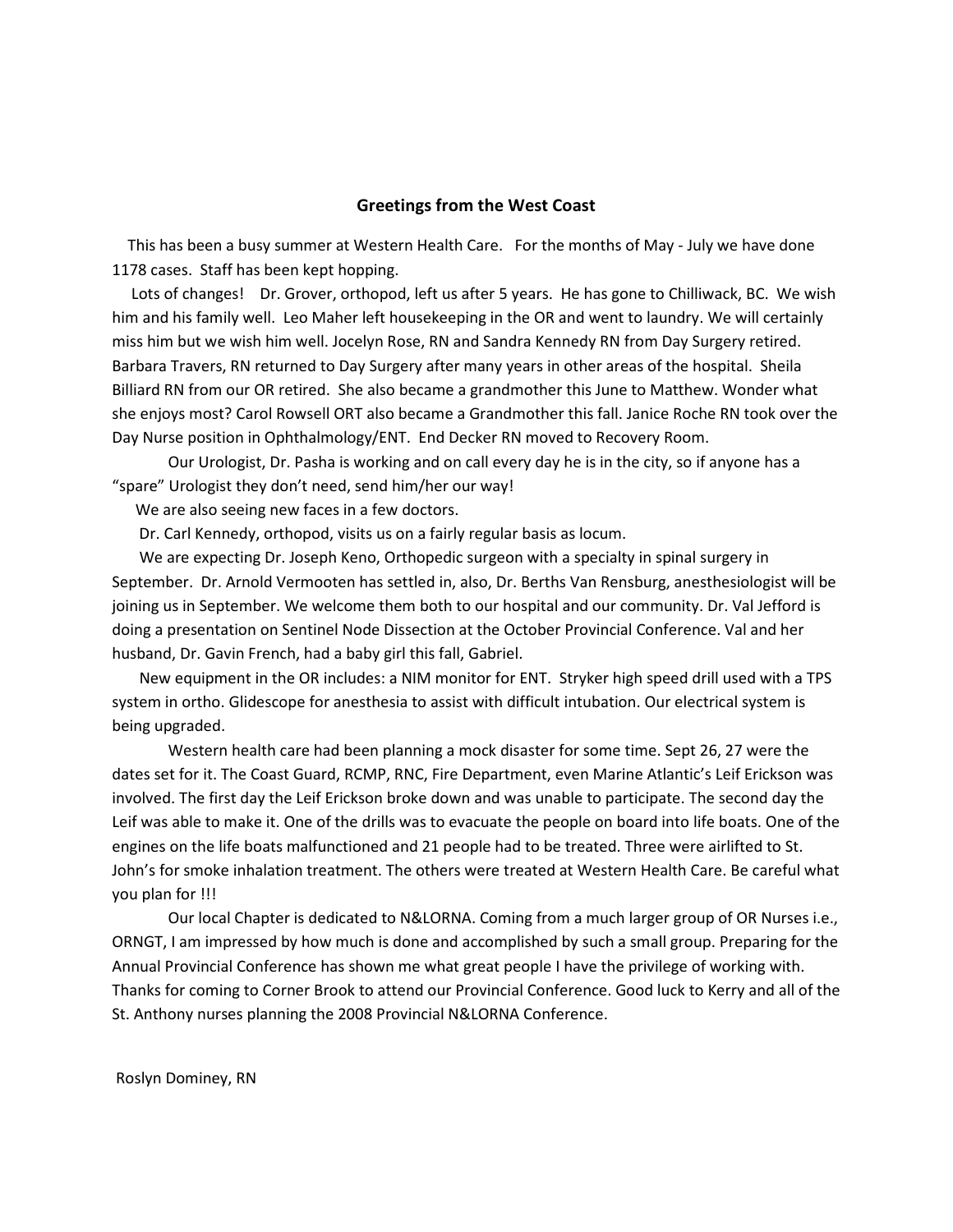## Greetings from the West Coast

This has been a busy summer at Western Health Care. For the months of May - July we have done 1178 cases. Staff has been kept hopping.

Lots of changes! Dr. Grover, orthopod, left us after 5 years. He has gone to Chilliwack, BC. We wish him and his family well. Leo Maher left housekeeping in the OR and went to laundry. We will certainly miss him but we wish him well. Jocelyn Rose, RN and Sandra Kennedy RN from Day Surgery retired. Barbara Travers, RN returned to Day Surgery after many years in other areas of the hospital. Sheila Billiard RN from our OR retired. She also became a grandmother this June to Matthew. Wonder what she enjoys most? Carol Rowsell ORT also became a Grandmother this fall. Janice Roche RN took over the Day Nurse position in Ophthalmology/ENT. End Decker RN moved to Recovery Room.

Our Urologist, Dr. Pasha is working and on call every day he is in the city, so if anyone has a "spare" Urologist they don't need, send him/her our way!

We are also seeing new faces in a few doctors.

Dr. Carl Kennedy, orthopod, visits us on a fairly regular basis as locum.

We are expecting Dr. Joseph Keno, Orthopedic surgeon with a specialty in spinal surgery in September. Dr. Arnold Vermooten has settled in, also, Dr. Berths Van Rensburg, anesthesiologist will be joining us in September. We welcome them both to our hospital and our community. Dr. Val Jefford is doing a presentation on Sentinel Node Dissection at the October Provincial Conference. Val and her husband, Dr. Gavin French, had a baby girl this fall, Gabriel.

New equipment in the OR includes: a NIM monitor for ENT. Stryker high speed drill used with a TPS system in ortho. Glidescope for anesthesia to assist with difficult intubation. Our electrical system is being upgraded.

Western health care had been planning a mock disaster for some time. Sept 26, 27 were the dates set for it. The Coast Guard, RCMP, RNC, Fire Department, even Marine Atlantic's Leif Erickson was involved. The first day the Leif Erickson broke down and was unable to participate. The second day the Leif was able to make it. One of the drills was to evacuate the people on board into life boats. One of the engines on the life boats malfunctioned and 21 people had to be treated. Three were airlifted to St. John's for smoke inhalation treatment. The others were treated at Western Health Care. Be careful what you plan for !!!

Our local Chapter is dedicated to N&LORNA. Coming from a much larger group of OR Nurses i.e., ORNGT, I am impressed by how much is done and accomplished by such a small group. Preparing for the Annual Provincial Conference has shown me what great people I have the privilege of working with. Thanks for coming to Corner Brook to attend our Provincial Conference. Good luck to Kerry and all of the St. Anthony nurses planning the 2008 Provincial N&LORNA Conference.

Roslyn Dominey, RN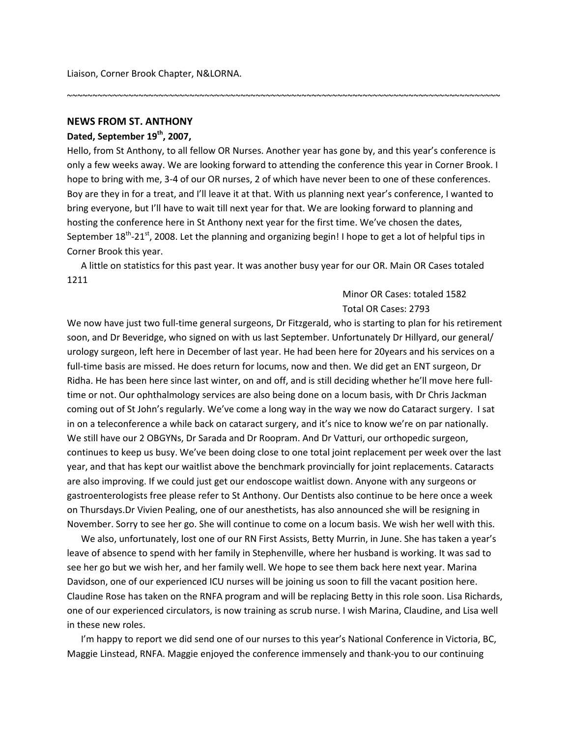Liaison, Corner Brook Chapter, N&LORNA.

~~~~~~~~~~~~~~~~~~~~~~~~~~~~~~~~~~~~~~~~~~~~~~~~~~~~~~~~~~~~~~~~~~~~~~~~~~~~~~~~~~~~~~~~

**NEWS FROM ST. ANTHONY**

**Dated, September 19th, 2007,**

Hello, from St Anthony, to all fellow OR Nurses. Another year has gone by, and this year's conference is only a few weeks away. We are looking forward to attending the conference this year in Corner Brook. I hope to bring with me, 3-4 of our OR nurses, 2 of which have never been to one of these conferences. Boy are they in for a treat, and I'll leave it at that. With us planning next year's conference, I wanted to bring everyone, but I'll have to wait till next year for that. We are looking forward to planning and hosting the conference here in St Anthony next year for the first time. We've chosen the dates, September 18th-21st, 2008. Let the planning and organizing begin! I hope to get a lot of helpful tips in Corner Brook this year.

A little on statistics for this past year. It was another busy year for our OR. Main OR Cases totaled 1211

Minor OR Cases: totaled 1582
Total OR Cases: 2793

We now have just two full-time general surgeons, Dr Fitzgerald, who is starting to plan for his retirement soon, and Dr Beveridge, who signed on with us last September. Unfortunately Dr Hillyard, our general/ urology surgeon, left here in December of last year. He had been here for 20years and his services on a full-time basis are missed. He does return for locums, now and then. We did get an ENT surgeon, Dr Ridha. He has been here since last winter, on and off, and is still deciding whether he'll move here full-time or not. Our ophthalmology services are also being done on a locum basis, with Dr Chris Jackman coming out of St John's regularly. We've come a long way in the way we now do Cataract surgery. I sat in on a teleconference a while back on cataract surgery, and it's nice to know we're on par nationally. We still have our 2 OBGYNs, Dr Sarada and Dr Roopram. And Dr Vatturi, our orthopedic surgeon, continues to keep us busy. We've been doing close to one total joint replacement per week over the last year, and that has kept our waitlist above the benchmark provincially for joint replacements. Cataracts are also improving. If we could just get our endoscope waitlist down. Anyone with any surgeons or gastroenterologists free please refer to St Anthony. Our Dentists also continue to be here once a week on Thursdays.Dr Vivien Pealing, one of our anesthetists, has also announced she will be resigning in November. Sorry to see her go. She will continue to come on a locum basis. We wish her well with this.

We also, unfortunately, lost one of our RN First Assists, Betty Murrin, in June. She has taken a year's leave of absence to spend with her family in Stephenville, where her husband is working. It was sad to see her go but we wish her, and her family well. We hope to see them back here next year. Marina Davidson, one of our experienced ICU nurses will be joining us soon to fill the vacant position here. Claudine Rose has taken on the RNFA program and will be replacing Betty in this role soon. Lisa Richards, one of our experienced circulators, is now training as scrub nurse. I wish Marina, Claudine, and Lisa well in these new roles.

I'm happy to report we did send one of our nurses to this year's National Conference in Victoria, BC, Maggie Linstead, RNFA. Maggie enjoyed the conference immensely and thank-you to our continuing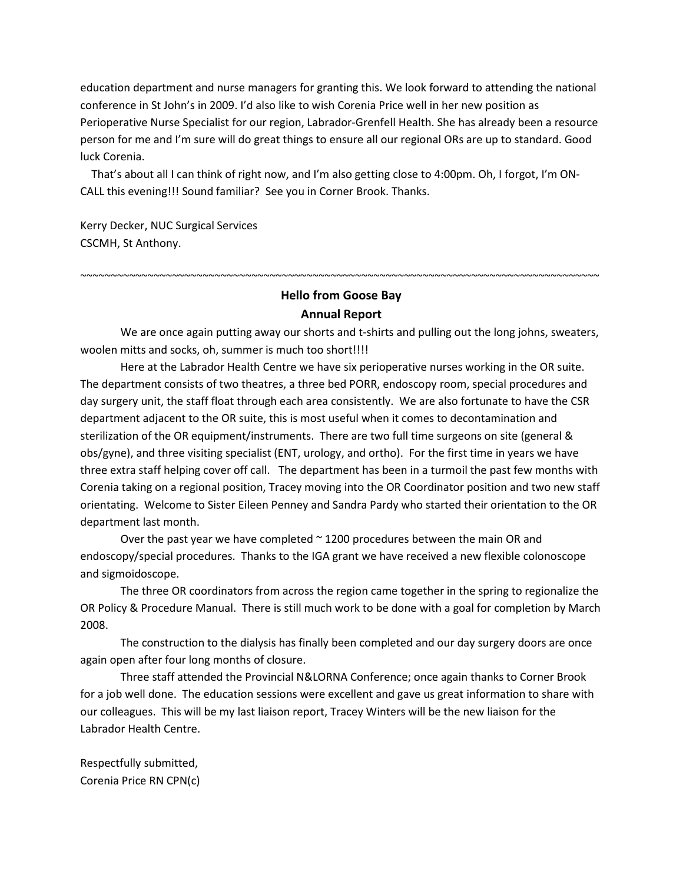education department and nurse managers for granting this. We look forward to attending the national conference in St John's in 2009. I'd also like to wish Corenia Price well in her new position as Perioperative Nurse Specialist for our region, Labrador-Grenfell Health. She has already been a resource person for me and I'm sure will do great things to ensure all our regional ORs are up to standard. Good luck Corenia.

That's about all I can think of right now, and I'm also getting close to 4:00pm. Oh, I forgot, I'm ON-CALL this evening!!! Sound familiar? See you in Corner Brook. Thanks.

Kerry Decker, NUC Surgical Services
CSCMH, St Anthony.

~~~~~~~~~~~~~~~~~~~~~~~~~~~~~~~~~~~~~~~~~~~~~~~~~~~~~~~~~~~~~~~~~~~~~~~~~~~~~~~~~~~~~~~~~

**Hello from Goose Bay**
**Annual Report**

We are once again putting away our shorts and t-shirts and pulling out the long johns, sweaters, woolen mitts and socks, oh, summer is much too short!!!!

Here at the Labrador Health Centre we have six perioperative nurses working in the OR suite. The department consists of two theatres, a three bed PORR, endoscopy room, special procedures and day surgery unit, the staff float through each area consistently. We are also fortunate to have the CSR department adjacent to the OR suite, this is most useful when it comes to decontamination and sterilization of the OR equipment/instruments. There are two full time surgeons on site (general & obs/gyne), and three visiting specialist (ENT, urology, and ortho). For the first time in years we have three extra staff helping cover off call. The department has been in a turmoil the past few months with Corenia taking on a regional position, Tracey moving into the OR Coordinator position and two new staff orientating. Welcome to Sister Eileen Penney and Sandra Pardy who started their orientation to the OR department last month.

Over the past year we have completed ~ 1200 procedures between the main OR and endoscopy/special procedures. Thanks to the IGA grant we have received a new flexible colonoscope and sigmoidoscope.

The three OR coordinators from across the region came together in the spring to regionalize the OR Policy & Procedure Manual. There is still much work to be done with a goal for completion by March 2008.

The construction to the dialysis has finally been completed and our day surgery doors are once again open after four long months of closure.

Three staff attended the Provincial N&LORNA Conference; once again thanks to Corner Brook for a job well done. The education sessions were excellent and gave us great information to share with our colleagues. This will be my last liaison report, Tracey Winters will be the new liaison for the Labrador Health Centre.

Respectfully submitted,
Corenia Price RN CPN(c)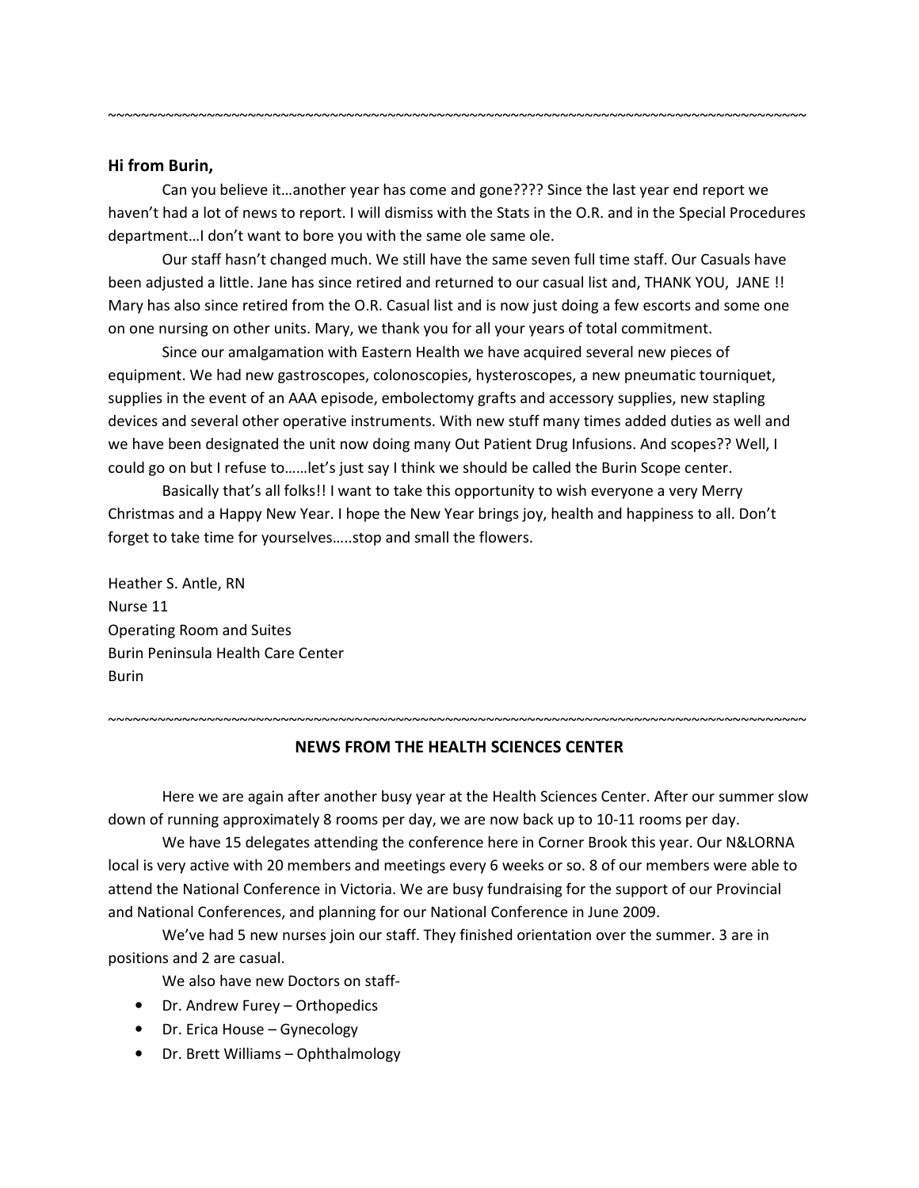~~~~~~~~~~~~~~~~~~~~~~~~~~~~~~~~~~~~~~~~~~~~~~~~~~~~~~~~~~~~~~~~~~~~~~~~~~~~~~~~~~~~~~~~~~~

**Hi from Burin,**

Can you believe it…another year has come and gone???? Since the last year end report we haven't had a lot of news to report. I will dismiss with the Stats in the O.R. and in the Special Procedures department…I don't want to bore you with the same ole same ole.

Our staff hasn't changed much. We still have the same seven full time staff. Our Casuals have been adjusted a little. Jane has since retired and returned to our casual list and, THANK YOU, JANE !! Mary has also since retired from the O.R. Casual list and is now just doing a few escorts and some one on one nursing on other units. Mary, we thank you for all your years of total commitment.

Since our amalgamation with Eastern Health we have acquired several new pieces of equipment. We had new gastroscopes, colonoscopies, hysteroscopes, a new pneumatic tourniquet, supplies in the event of an AAA episode, embolectomy grafts and accessory supplies, new stapling devices and several other operative instruments. With new stuff many times added duties as well and we have been designated the unit now doing many Out Patient Drug Infusions. And scopes?? Well, I could go on but I refuse to……let's just say I think we should be called the Burin Scope center.

Basically that's all folks!! I want to take this opportunity to wish everyone a very Merry Christmas and a Happy New Year. I hope the New Year brings joy, health and happiness to all. Don't forget to take time for yourselves…..stop and small the flowers.

Heather S. Antle, RN
Nurse 11
Operating Room and Suites
Burin Peninsula Health Care Center
Burin

~~~~~~~~~~~~~~~~~~~~~~~~~~~~~~~~~~~~~~~~~~~~~~~~~~~~~~~~~~~~~~~~~~~~~~~~~~~~~~~~~~~~~~~~~~~

## NEWS FROM THE HEALTH SCIENCES CENTER

Here we are again after another busy year at the Health Sciences Center. After our summer slow down of running approximately 8 rooms per day, we are now back up to 10-11 rooms per day.

We have 15 delegates attending the conference here in Corner Brook this year. Our N&LORNA local is very active with 20 members and meetings every 6 weeks or so. 8 of our members were able to attend the National Conference in Victoria. We are busy fundraising for the support of our Provincial and National Conferences, and planning for our National Conference in June 2009.

We've had 5 new nurses join our staff. They finished orientation over the summer. 3 are in positions and 2 are casual.

We also have new Doctors on staff-

- Dr. Andrew Furey – Orthopedics
- Dr. Erica House – Gynecology
- Dr. Brett Williams – Ophthalmology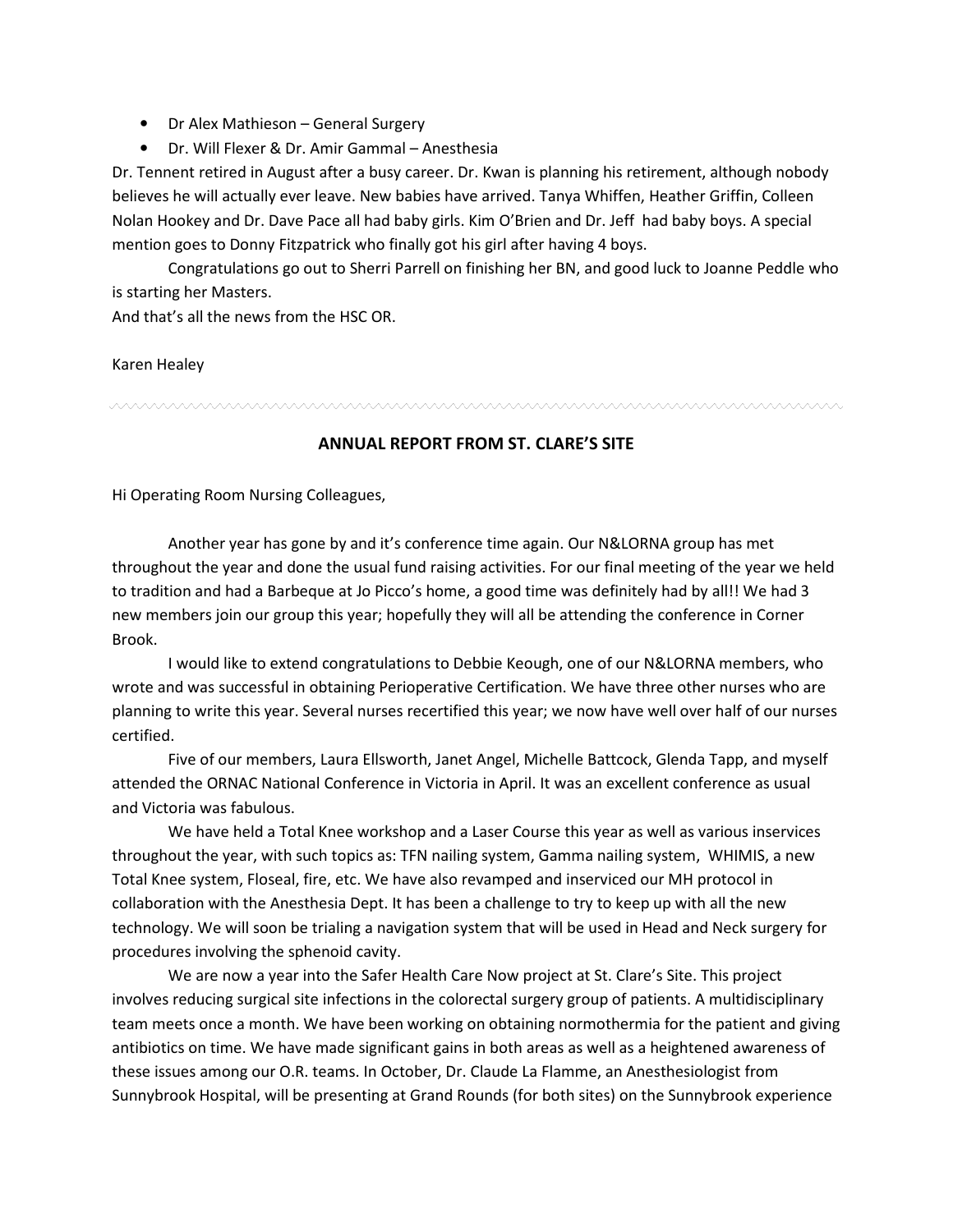- Dr Alex Mathieson – General Surgery
- Dr. Will Flexer & Dr. Amir Gammal – Anesthesia

Dr. Tennent retired in August after a busy career. Dr. Kwan is planning his retirement, although nobody believes he will actually ever leave. New babies have arrived. Tanya Whiffen, Heather Griffin, Colleen Nolan Hookey and Dr. Dave Pace all had baby girls. Kim O'Brien and Dr. Jeff had baby boys. A special mention goes to Donny Fitzpatrick who finally got his girl after having 4 boys.

Congratulations go out to Sherri Parrell on finishing her BN, and good luck to Joanne Peddle who is starting her Masters.

And that's all the news from the HSC OR.

Karen Healey

---

## ANNUAL REPORT FROM ST. CLARE'S SITE

Hi Operating Room Nursing Colleagues,

Another year has gone by and it's conference time again. Our N&LORNA group has met throughout the year and done the usual fund raising activities. For our final meeting of the year we held to tradition and had a Barbeque at Jo Picco's home, a good time was definitely had by all!! We had 3 new members join our group this year; hopefully they will all be attending the conference in Corner Brook.

I would like to extend congratulations to Debbie Keough, one of our N&LORNA members, who wrote and was successful in obtaining Perioperative Certification. We have three other nurses who are planning to write this year. Several nurses recertified this year; we now have well over half of our nurses certified.

Five of our members, Laura Ellsworth, Janet Angel, Michelle Battcock, Glenda Tapp, and myself attended the ORNAC National Conference in Victoria in April. It was an excellent conference as usual and Victoria was fabulous.

We have held a Total Knee workshop and a Laser Course this year as well as various inservices throughout the year, with such topics as: TFN nailing system, Gamma nailing system, WHIMIS, a new Total Knee system, Floseal, fire, etc. We have also revamped and inserviced our MH protocol in collaboration with the Anesthesia Dept. It has been a challenge to try to keep up with all the new technology. We will soon be trialing a navigation system that will be used in Head and Neck surgery for procedures involving the sphenoid cavity.

We are now a year into the Safer Health Care Now project at St. Clare's Site. This project involves reducing surgical site infections in the colorectal surgery group of patients. A multidisciplinary team meets once a month. We have been working on obtaining normothermia for the patient and giving antibiotics on time. We have made significant gains in both areas as well as a heightened awareness of these issues among our O.R. teams. In October, Dr. Claude La Flamme, an Anesthesiologist from Sunnybrook Hospital, will be presenting at Grand Rounds (for both sites) on the Sunnybrook experience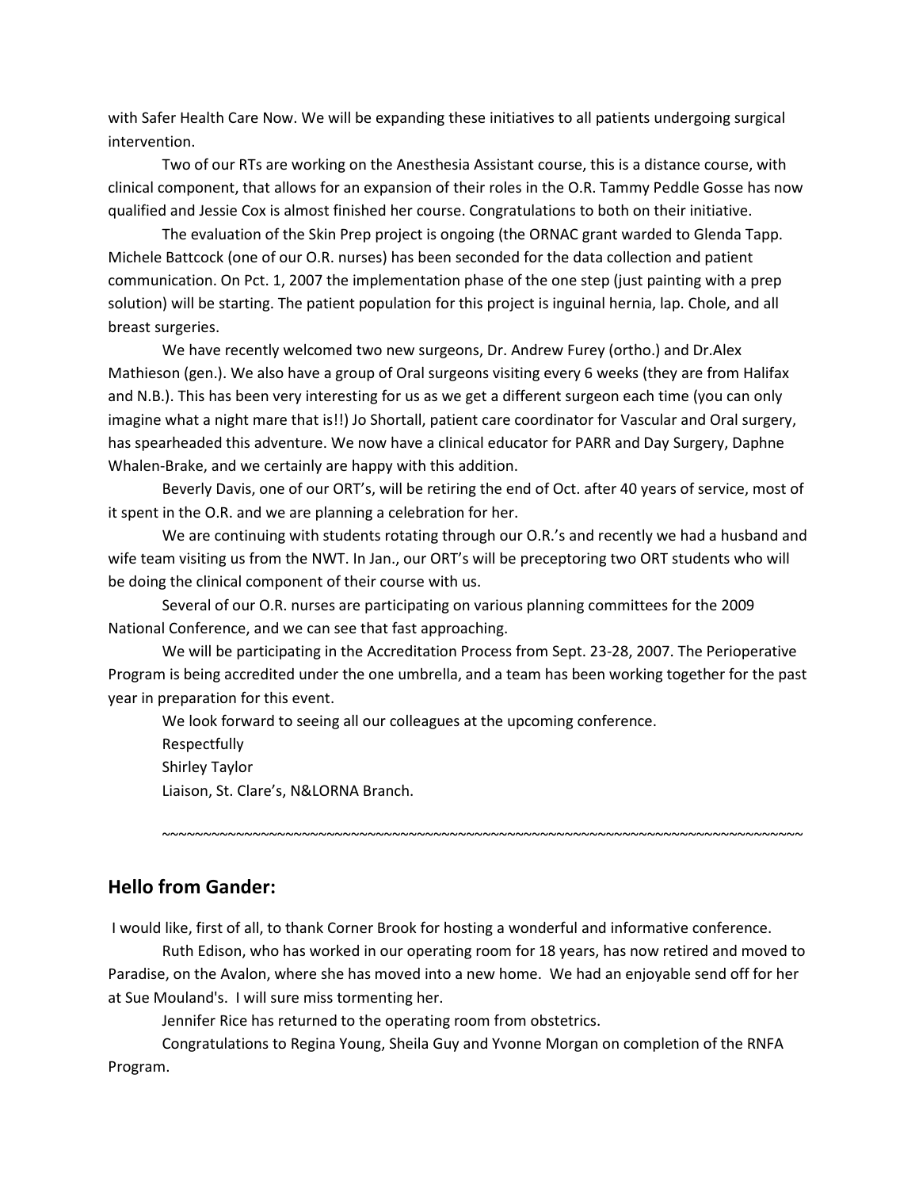with Safer Health Care Now. We will be expanding these initiatives to all patients undergoing surgical intervention.

Two of our RTs are working on the Anesthesia Assistant course, this is a distance course, with clinical component, that allows for an expansion of their roles in the O.R. Tammy Peddle Gosse has now qualified and Jessie Cox is almost finished her course. Congratulations to both on their initiative.

The evaluation of the Skin Prep project is ongoing (the ORNAC grant warded to Glenda Tapp. Michele Battcock (one of our O.R. nurses) has been seconded for the data collection and patient communication. On Pct. 1, 2007 the implementation phase of the one step (just painting with a prep solution) will be starting. The patient population for this project is inguinal hernia, lap. Chole, and all breast surgeries.

We have recently welcomed two new surgeons, Dr. Andrew Furey (ortho.) and Dr.Alex Mathieson (gen.). We also have a group of Oral surgeons visiting every 6 weeks (they are from Halifax and N.B.). This has been very interesting for us as we get a different surgeon each time (you can only imagine what a night mare that is!!) Jo Shortall, patient care coordinator for Vascular and Oral surgery, has spearheaded this adventure. We now have a clinical educator for PARR and Day Surgery, Daphne Whalen-Brake, and we certainly are happy with this addition.

Beverly Davis, one of our ORT's, will be retiring the end of Oct. after 40 years of service, most of it spent in the O.R. and we are planning a celebration for her.

We are continuing with students rotating through our O.R.'s and recently we had a husband and wife team visiting us from the NWT. In Jan., our ORT's will be preceptoring two ORT students who will be doing the clinical component of their course with us.

Several of our O.R. nurses are participating on various planning committees for the 2009 National Conference, and we can see that fast approaching.

We will be participating in the Accreditation Process from Sept. 23-28, 2007. The Perioperative Program is being accredited under the one umbrella, and a team has been working together for the past year in preparation for this event.

We look forward to seeing all our colleagues at the upcoming conference.

Respectfully
Shirley Taylor
Liaison, St. Clare's, N&LORNA Branch.

~~~~~~~~~~~~~~~~~~~~~~~~~~~~~~~~~~~~~~~~~~~~~~~~~~~~~~~~~~~~~~~~~~~~~~~~~~~~~~~~~~~~~~~~~~

## Hello from Gander:

I would like, first of all, to thank Corner Brook for hosting a wonderful and informative conference.

Ruth Edison, who has worked in our operating room for 18 years, has now retired and moved to Paradise, on the Avalon, where she has moved into a new home. We had an enjoyable send off for her at Sue Mouland's. I will sure miss tormenting her.

Jennifer Rice has returned to the operating room from obstetrics.

Congratulations to Regina Young, Sheila Guy and Yvonne Morgan on completion of the RNFA Program.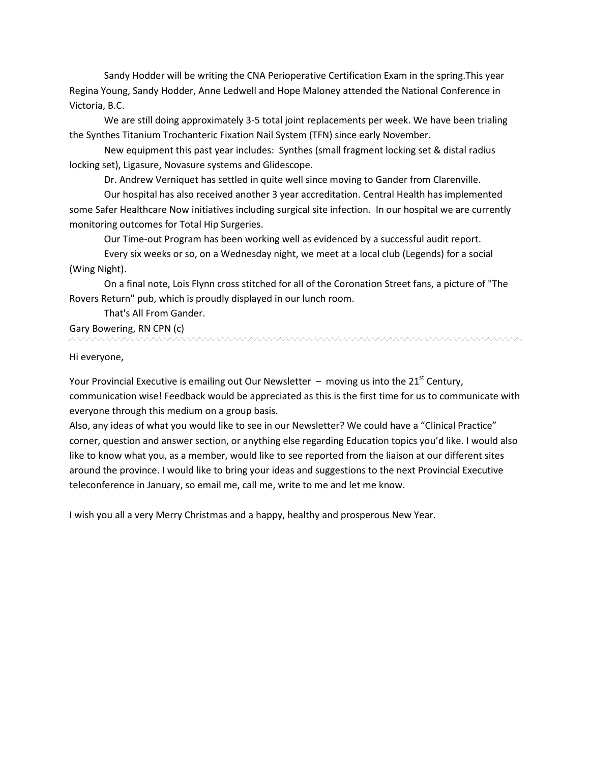Sandy Hodder will be writing the CNA Perioperative Certification Exam in the spring.This year Regina Young, Sandy Hodder, Anne Ledwell and Hope Maloney attended the National Conference in Victoria, B.C.

We are still doing approximately 3-5 total joint replacements per week. We have been trialing the Synthes Titanium Trochanteric Fixation Nail System (TFN) since early November.

New equipment this past year includes: Synthes (small fragment locking set & distal radius locking set), Ligasure, Novasure systems and Glidescope.

Dr. Andrew Verniquet has settled in quite well since moving to Gander from Clarenville.

Our hospital has also received another 3 year accreditation. Central Health has implemented some Safer Healthcare Now initiatives including surgical site infection. In our hospital we are currently monitoring outcomes for Total Hip Surgeries.

Our Time-out Program has been working well as evidenced by a successful audit report.

Every six weeks or so, on a Wednesday night, we meet at a local club (Legends) for a social (Wing Night).

On a final note, Lois Flynn cross stitched for all of the Coronation Street fans, a picture of "The Rovers Return" pub, which is proudly displayed in our lunch room.

That's All From Gander.

Gary Bowering, RN CPN (c)

---

Hi everyone,

Your Provincial Executive is emailing out Our Newsletter – moving us into the 21st Century, communication wise! Feedback would be appreciated as this is the first time for us to communicate with everyone through this medium on a group basis.

Also, any ideas of what you would like to see in our Newsletter? We could have a "Clinical Practice" corner, question and answer section, or anything else regarding Education topics you'd like. I would also like to know what you, as a member, would like to see reported from the liaison at our different sites around the province. I would like to bring your ideas and suggestions to the next Provincial Executive teleconference in January, so email me, call me, write to me and let me know.

I wish you all a very Merry Christmas and a happy, healthy and prosperous New Year.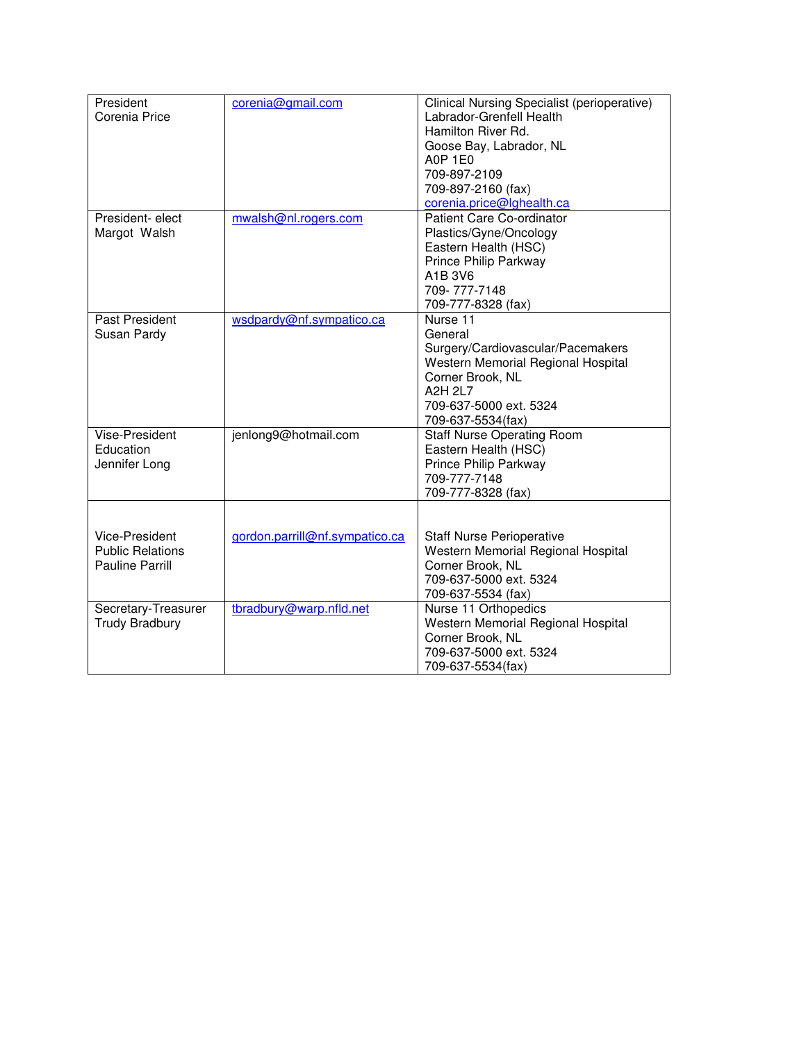| | | |
|---|---|---|
| President<br>Corenia Price | corenia@gmail.com | Clinical Nursing Specialist (perioperative)<br>Labrador-Grenfell Health<br>Hamilton River Rd.<br>Goose Bay, Labrador, NL<br>A0P 1E0<br>709-897-2109<br>709-897-2160 (fax)<br>corenia.price@lghealth.ca |
| President- elect<br>Margot Walsh | mwalsh@nl.rogers.com | Patient Care Co-ordinator<br>Plastics/Gyne/Oncology<br>Eastern Health (HSC)<br>Prince Philip Parkway<br>A1B 3V6<br>709- 777-7148<br>709-777-8328 (fax) |
| Past President<br>Susan Pardy | wsdpardy@nf.sympatico.ca | Nurse 11<br>General<br>Surgery/Cardiovascular/Pacemakers<br>Western Memorial Regional Hospital<br>Corner Brook, NL<br>A2H 2L7<br>709-637-5000 ext. 5324<br>709-637-5534(fax) |
| Vise-President<br>Education<br>Jennifer Long | jenlong9@hotmail.com | Staff Nurse Operating Room<br>Eastern Health (HSC)<br>Prince Philip Parkway<br>709-777-7148<br>709-777-8328 (fax) |
| Vice-President<br>Public Relations<br>Pauline Parrill | gordon.parrill@nf.sympatico.ca | Staff Nurse Perioperative<br>Western Memorial Regional Hospital<br>Corner Brook, NL<br>709-637-5000 ext. 5324<br>709-637-5534 (fax) |
| Secretary-Treasurer<br>Trudy Bradbury | tbradbury@warp.nfld.net | Nurse 11 Orthopedics<br>Western Memorial Regional Hospital<br>Corner Brook, NL<br>709-637-5000 ext. 5324<br>709-637-5534(fax) |